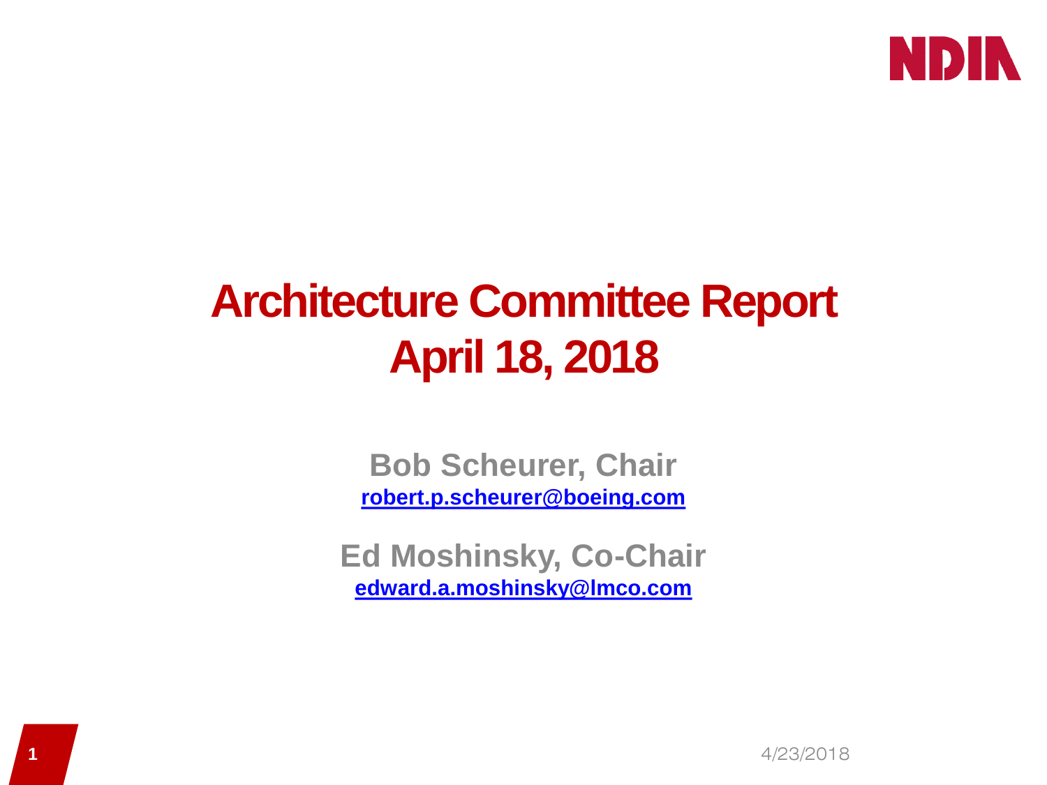NDIA

# Architecture Committee Report
# April 18, 2018

**Bob Scheurer, Chair**
**robert.p.scheurer@boeing.com**

**Ed Moshinsky, Co-Chair**
**edward.a.moshinsky@lmco.com**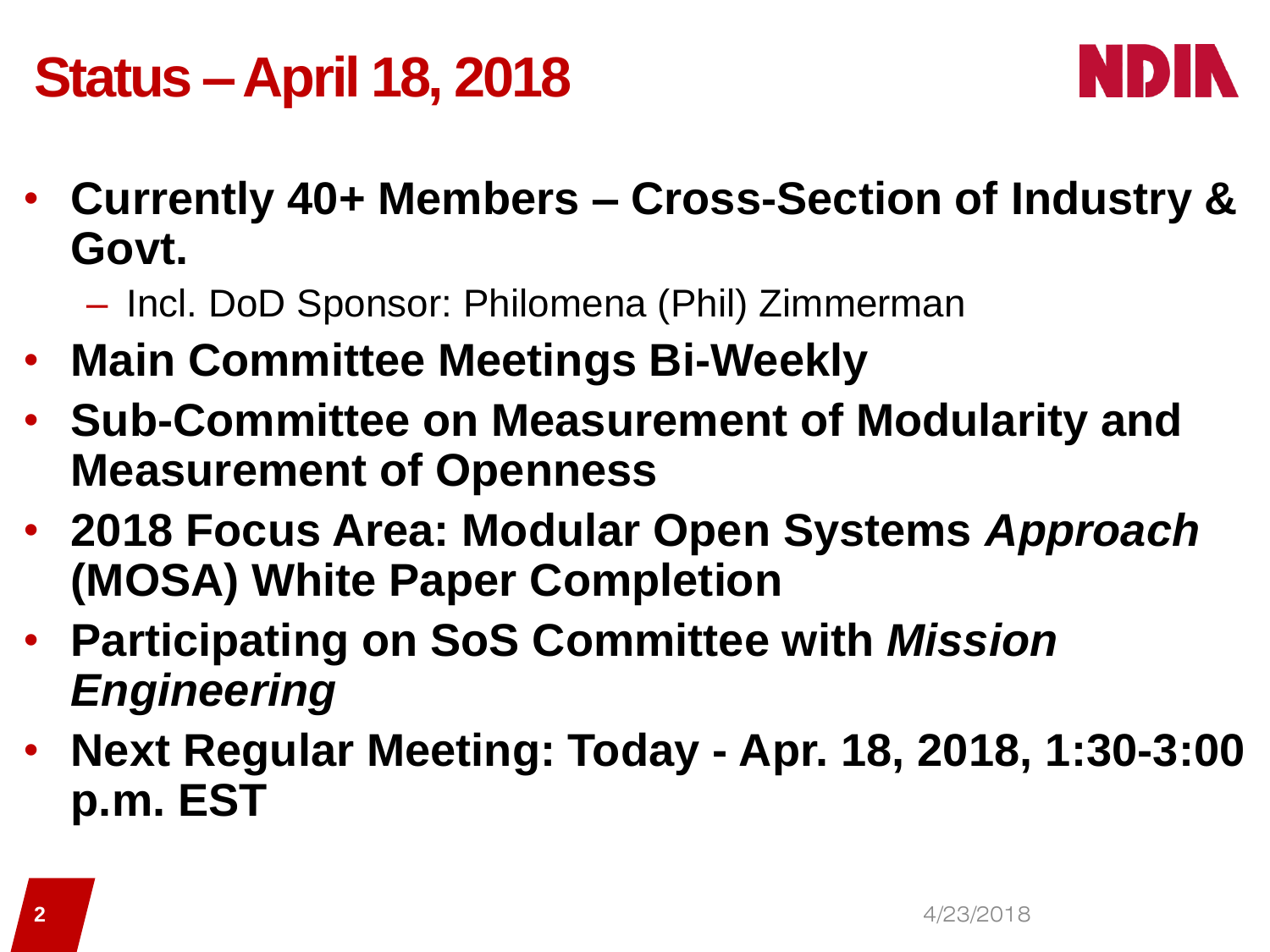# Status – April 18, 2018

- **Currently 40+ Members – Cross-Section of Industry & Govt.**
  - Incl. DoD Sponsor: Philomena (Phil) Zimmerman
- **Main Committee Meetings Bi-Weekly**
- **Sub-Committee on Measurement of Modularity and Measurement of Openness**
- **2018 Focus Area: Modular Open Systems *Approach* (MOSA) White Paper Completion**
- **Participating on SoS Committee with *Mission Engineering***
- **Next Regular Meeting: Today - Apr. 18, 2018, 1:30-3:00 p.m. EST**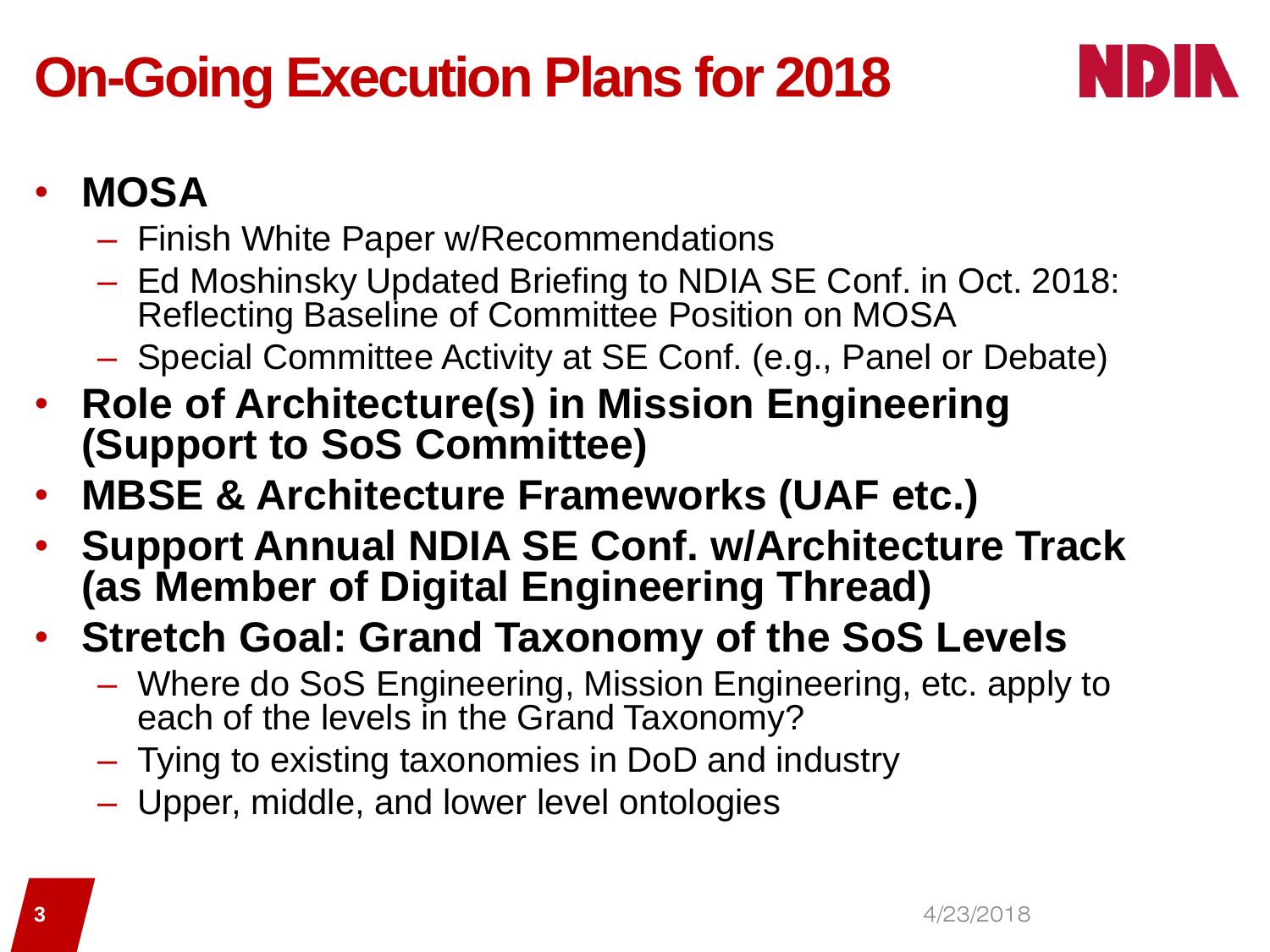# On-Going Execution Plans for 2018

- **MOSA**
  - Finish White Paper w/Recommendations
  - Ed Moshinsky Updated Briefing to NDIA SE Conf. in Oct. 2018: Reflecting Baseline of Committee Position on MOSA
  - Special Committee Activity at SE Conf. (e.g., Panel or Debate)
- **Role of Architecture(s) in Mission Engineering (Support to SoS Committee)**
- **MBSE & Architecture Frameworks (UAF etc.)**
- **Support Annual NDIA SE Conf. w/Architecture Track (as Member of Digital Engineering Thread)**
- **Stretch Goal: Grand Taxonomy of the SoS Levels**
  - Where do SoS Engineering, Mission Engineering, etc. apply to each of the levels in the Grand Taxonomy?
  - Tying to existing taxonomies in DoD and industry
  - Upper, middle, and lower level ontologies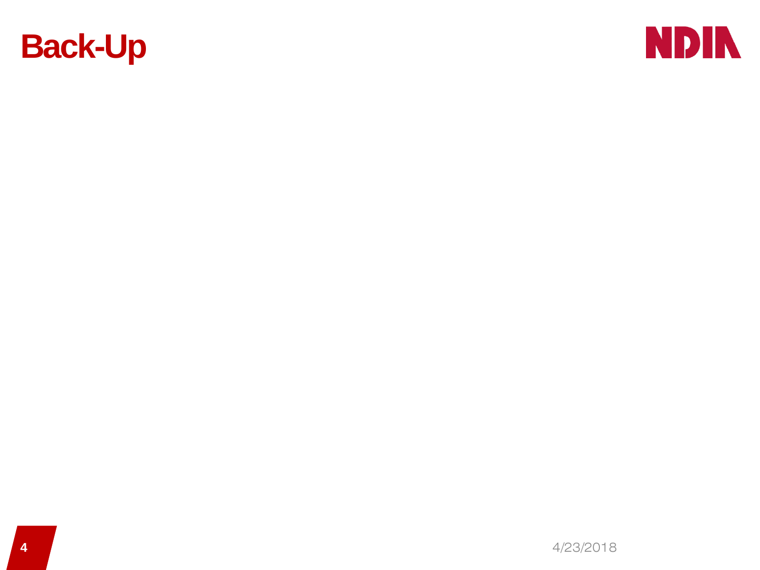# Back-Up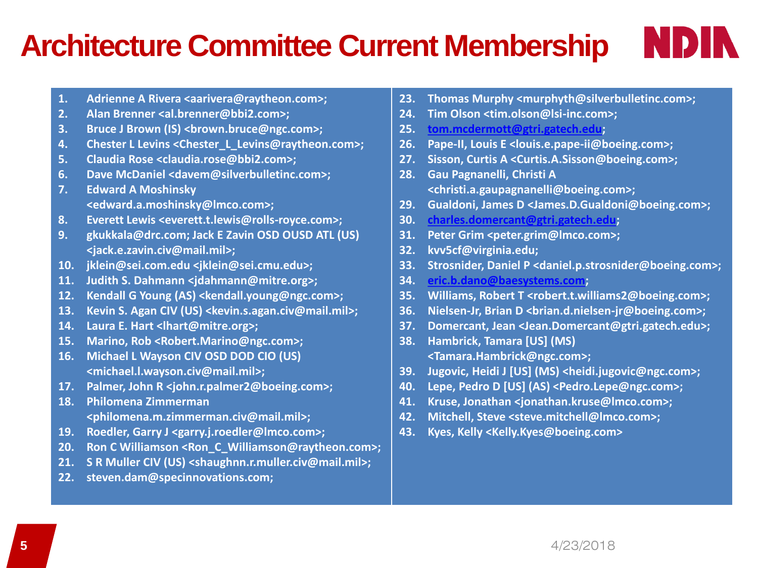# Architecture Committee Current Membership

1. Adrienne A Rivera <aarivera@raytheon.com>;
2. Alan Brenner <al.brenner@bbi2.com>;
3. Bruce J Brown (IS) <brown.bruce@ngc.com>;
4. Chester L Levins <Chester_L_Levins@raytheon.com>;
5. Claudia Rose <claudia.rose@bbi2.com>;
6. Dave McDaniel <davem@silverbulletinc.com>;
7. Edward A Moshinsky <edward.a.moshinsky@lmco.com>;
8. Everett Lewis <everett.t.lewis@rolls-royce.com>;
9. gkukkala@drc.com; Jack E Zavin OSD OUSD ATL (US) <jack.e.zavin.civ@mail.mil>;
10. jklein@sei.com.edu <jklein@sei.cmu.edu>;
11. Judith S. Dahmann <jdahmann@mitre.org>;
12. Kendall G Young (AS) <kendall.young@ngc.com>;
13. Kevin S. Agan CIV (US) <kevin.s.agan.civ@mail.mil>;
14. Laura E. Hart <lhart@mitre.org>;
15. Marino, Rob <Robert.Marino@ngc.com>;
16. Michael L Wayson CIV OSD DOD CIO (US) <michael.l.wayson.civ@mail.mil>;
17. Palmer, John R <john.r.palmer2@boeing.com>;
18. Philomena Zimmerman <philomena.m.zimmerman.civ@mail.mil>;
19. Roedler, Garry J <garry.j.roedler@lmco.com>;
20. Ron C Williamson <Ron_C_Williamson@raytheon.com>;
21. S R Muller CIV (US) <shaughnn.r.muller.civ@mail.mil>;
22. steven.dam@specinnovations.com;
23. Thomas Murphy <murphyth@silverbulletinc.com>;
24. Tim Olson <tim.olson@lsi-inc.com>;
25. tom.mcdermott@gtri.gatech.edu;
26. Pape-II, Louis E <louis.e.pape-ii@boeing.com>;
27. Sisson, Curtis A <Curtis.A.Sisson@boeing.com>;
28. Gau Pagnanelli, Christi A <christi.a.gaupagnanelli@boeing.com>;
29. Gualdoni, James D <James.D.Gualdoni@boeing.com>;
30. charles.domercant@gtri.gatech.edu;
31. Peter Grim <peter.grim@lmco.com>;
32. kvv5cf@virginia.edu;
33. Strosnider, Daniel P <daniel.p.strosnider@boeing.com>;
34. eric.b.dano@baesystems.com;
35. Williams, Robert T <robert.t.williams2@boeing.com>;
36. Nielsen-Jr, Brian D <brian.d.nielsen-jr@boeing.com>;
37. Domercant, Jean <Jean.Domercant@gtri.gatech.edu>;
38. Hambrick, Tamara [US] (MS) <Tamara.Hambrick@ngc.com>;
39. Jugovic, Heidi J [US] (MS) <heidi.jugovic@ngc.com>;
40. Lepe, Pedro D [US] (AS) <Pedro.Lepe@ngc.com>;
41. Kruse, Jonathan <jonathan.kruse@lmco.com>;
42. Mitchell, Steve <steve.mitchell@lmco.com>;
43. Kyes, Kelly <Kelly.Kyes@boeing.com>

4/23/2018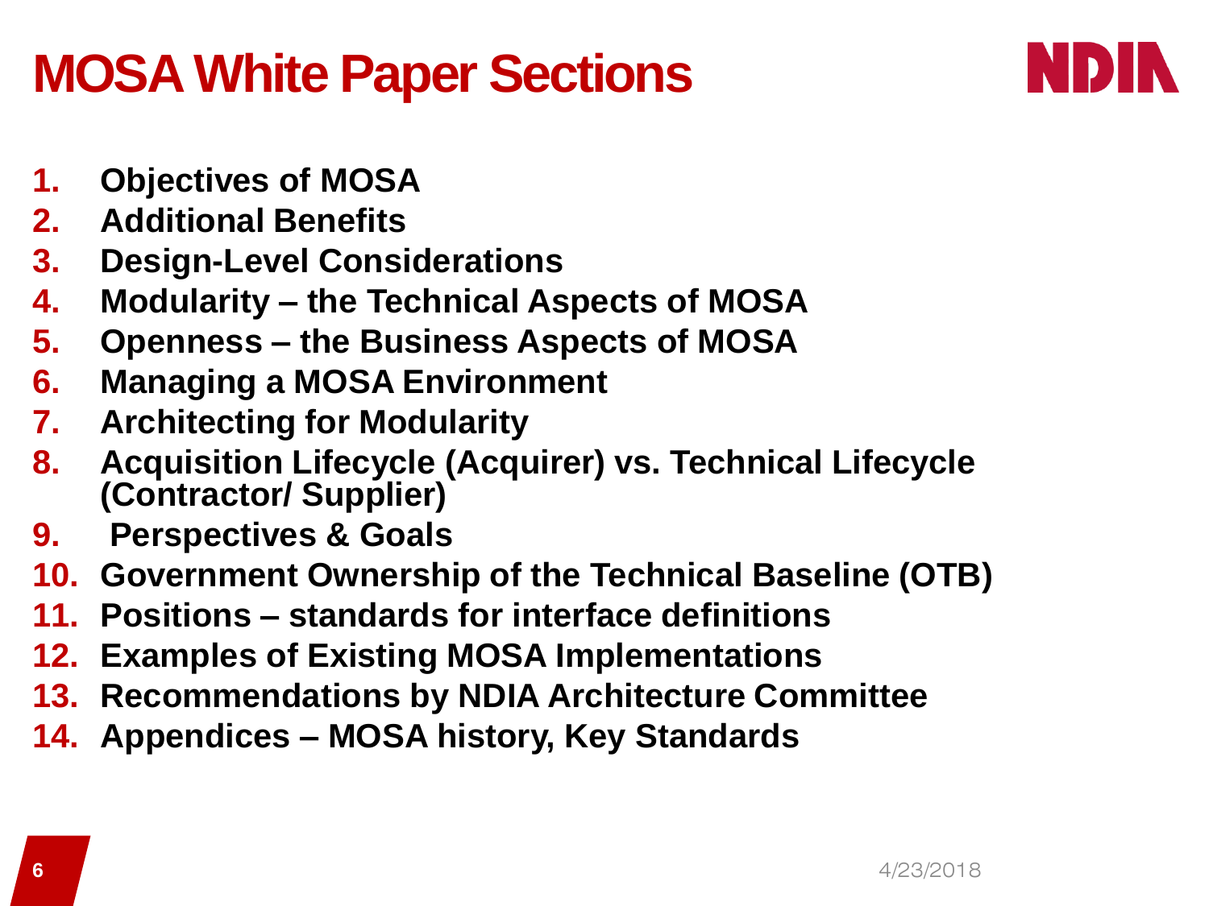# MOSA White Paper Sections

1. **Objectives of MOSA**
2. **Additional Benefits**
3. **Design-Level Considerations**
4. **Modularity – the Technical Aspects of MOSA**
5. **Openness – the Business Aspects of MOSA**
6. **Managing a MOSA Environment**
7. **Architecting for Modularity**
8. **Acquisition Lifecycle (Acquirer) vs. Technical Lifecycle (Contractor/ Supplier)**
9. **Perspectives & Goals**
10. **Government Ownership of the Technical Baseline (OTB)**
11. **Positions – standards for interface definitions**
12. **Examples of Existing MOSA Implementations**
13. **Recommendations by NDIA Architecture Committee**
14. **Appendices – MOSA history, Key Standards**

4/23/2018